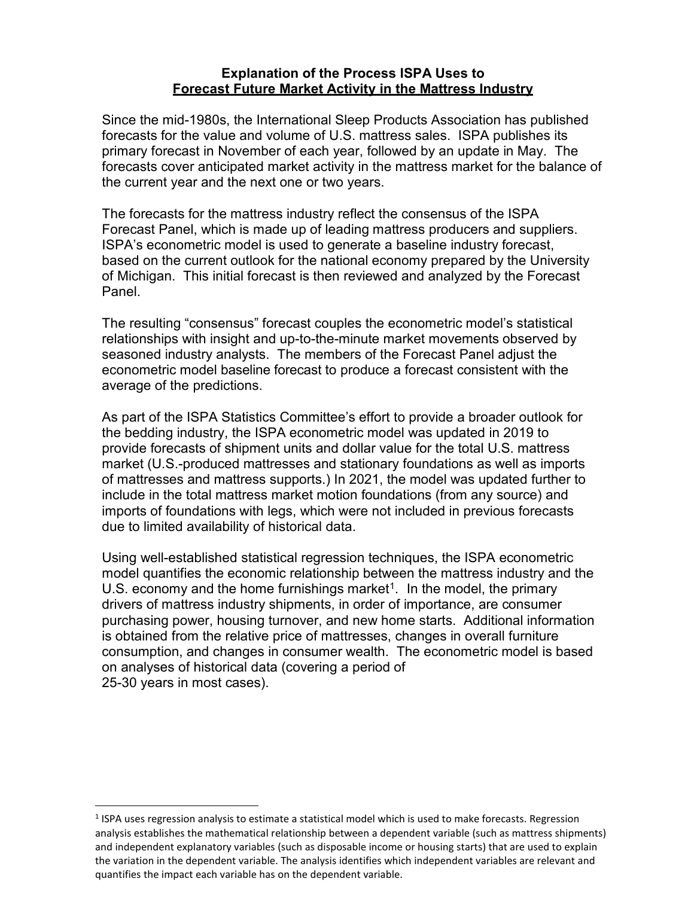**Explanation of the Process ISPA Uses to**
**Forecast Future Market Activity in the Mattress Industry**

Since the mid-1980s, the International Sleep Products Association has published forecasts for the value and volume of U.S. mattress sales. ISPA publishes its primary forecast in November of each year, followed by an update in May. The forecasts cover anticipated market activity in the mattress market for the balance of the current year and the next one or two years.

The forecasts for the mattress industry reflect the consensus of the ISPA Forecast Panel, which is made up of leading mattress producers and suppliers. ISPA's econometric model is used to generate a baseline industry forecast, based on the current outlook for the national economy prepared by the University of Michigan. This initial forecast is then reviewed and analyzed by the Forecast Panel.

The resulting "consensus" forecast couples the econometric model's statistical relationships with insight and up-to-the-minute market movements observed by seasoned industry analysts. The members of the Forecast Panel adjust the econometric model baseline forecast to produce a forecast consistent with the average of the predictions.

As part of the ISPA Statistics Committee's effort to provide a broader outlook for the bedding industry, the ISPA econometric model was updated in 2019 to provide forecasts of shipment units and dollar value for the total U.S. mattress market (U.S.-produced mattresses and stationary foundations as well as imports of mattresses and mattress supports.) In 2021, the model was updated further to include in the total mattress market motion foundations (from any source) and imports of foundations with legs, which were not included in previous forecasts due to limited availability of historical data.

Using well-established statistical regression techniques, the ISPA econometric model quantifies the economic relationship between the mattress industry and the U.S. economy and the home furnishings market[1]. In the model, the primary drivers of mattress industry shipments, in order of importance, are consumer purchasing power, housing turnover, and new home starts. Additional information is obtained from the relative price of mattresses, changes in overall furniture consumption, and changes in consumer wealth. The econometric model is based on analyses of historical data (covering a period of 25-30 years in most cases).

---

[1] ISPA uses regression analysis to estimate a statistical model which is used to make forecasts. Regression analysis establishes the mathematical relationship between a dependent variable (such as mattress shipments) and independent explanatory variables (such as disposable income or housing starts) that are used to explain the variation in the dependent variable. The analysis identifies which independent variables are relevant and quantifies the impact each variable has on the dependent variable.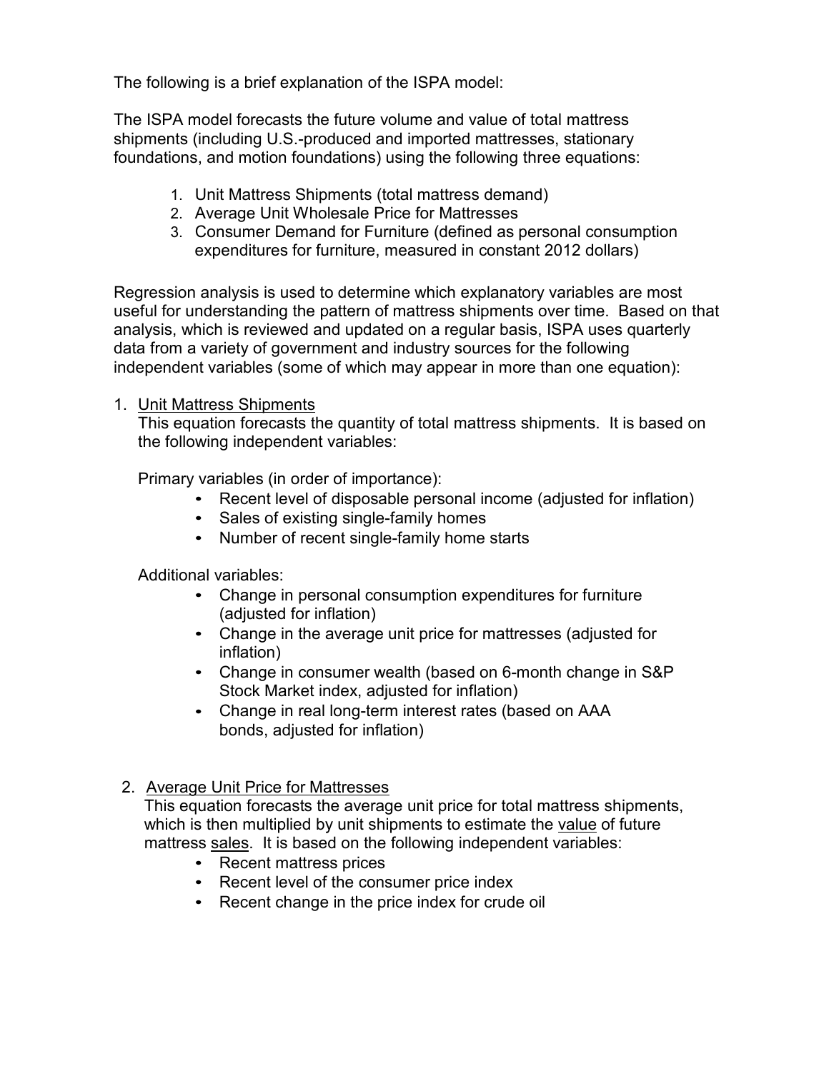The following is a brief explanation of the ISPA model:

The ISPA model forecasts the future volume and value of total mattress shipments (including U.S.-produced and imported mattresses, stationary foundations, and motion foundations) using the following three equations:

1. Unit Mattress Shipments (total mattress demand)
2. Average Unit Wholesale Price for Mattresses
3. Consumer Demand for Furniture (defined as personal consumption expenditures for furniture, measured in constant 2012 dollars)

Regression analysis is used to determine which explanatory variables are most useful for understanding the pattern of mattress shipments over time. Based on that analysis, which is reviewed and updated on a regular basis, ISPA uses quarterly data from a variety of government and industry sources for the following independent variables (some of which may appear in more than one equation):

1. <u>Unit Mattress Shipments</u>
   This equation forecasts the quantity of total mattress shipments. It is based on the following independent variables:

   Primary variables (in order of importance):
   - Recent level of disposable personal income (adjusted for inflation)
   - Sales of existing single-family homes
   - Number of recent single-family home starts

   Additional variables:
   - Change in personal consumption expenditures for furniture (adjusted for inflation)
   - Change in the average unit price for mattresses (adjusted for inflation)
   - Change in consumer wealth (based on 6-month change in S&P Stock Market index, adjusted for inflation)
   - Change in real long-term interest rates (based on AAA bonds, adjusted for inflation)

2. <u>Average Unit Price for Mattresses</u>
   This equation forecasts the average unit price for total mattress shipments, which is then multiplied by unit shipments to estimate the <u>value</u> of future mattress <u>sales</u>. It is based on the following independent variables:
   - Recent mattress prices
   - Recent level of the consumer price index
   - Recent change in the price index for crude oil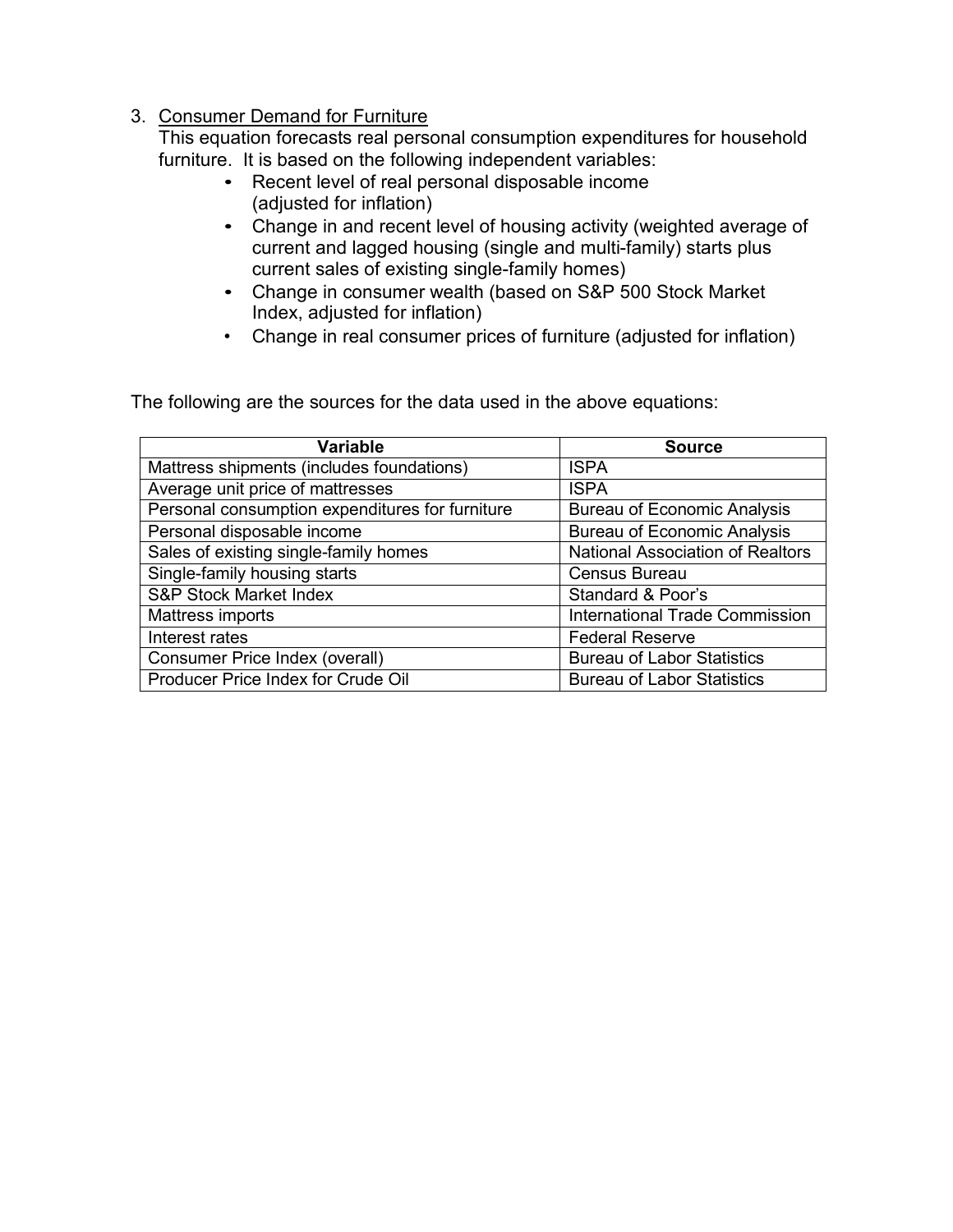3. Consumer Demand for Furniture
   This equation forecasts real personal consumption expenditures for household furniture. It is based on the following independent variables:
   - Recent level of real personal disposable income (adjusted for inflation)
   - Change in and recent level of housing activity (weighted average of current and lagged housing (single and multi-family) starts plus current sales of existing single-family homes)
   - Change in consumer wealth (based on S&P 500 Stock Market Index, adjusted for inflation)
   - Change in real consumer prices of furniture (adjusted for inflation)

The following are the sources for the data used in the above equations:

| Variable | Source |
|---|---|
| Mattress shipments (includes foundations) | ISPA |
| Average unit price of mattresses | ISPA |
| Personal consumption expenditures for furniture | Bureau of Economic Analysis |
| Personal disposable income | Bureau of Economic Analysis |
| Sales of existing single-family homes | National Association of Realtors |
| Single-family housing starts | Census Bureau |
| S&P Stock Market Index | Standard & Poor's |
| Mattress imports | International Trade Commission |
| Interest rates | Federal Reserve |
| Consumer Price Index (overall) | Bureau of Labor Statistics |
| Producer Price Index for Crude Oil | Bureau of Labor Statistics |